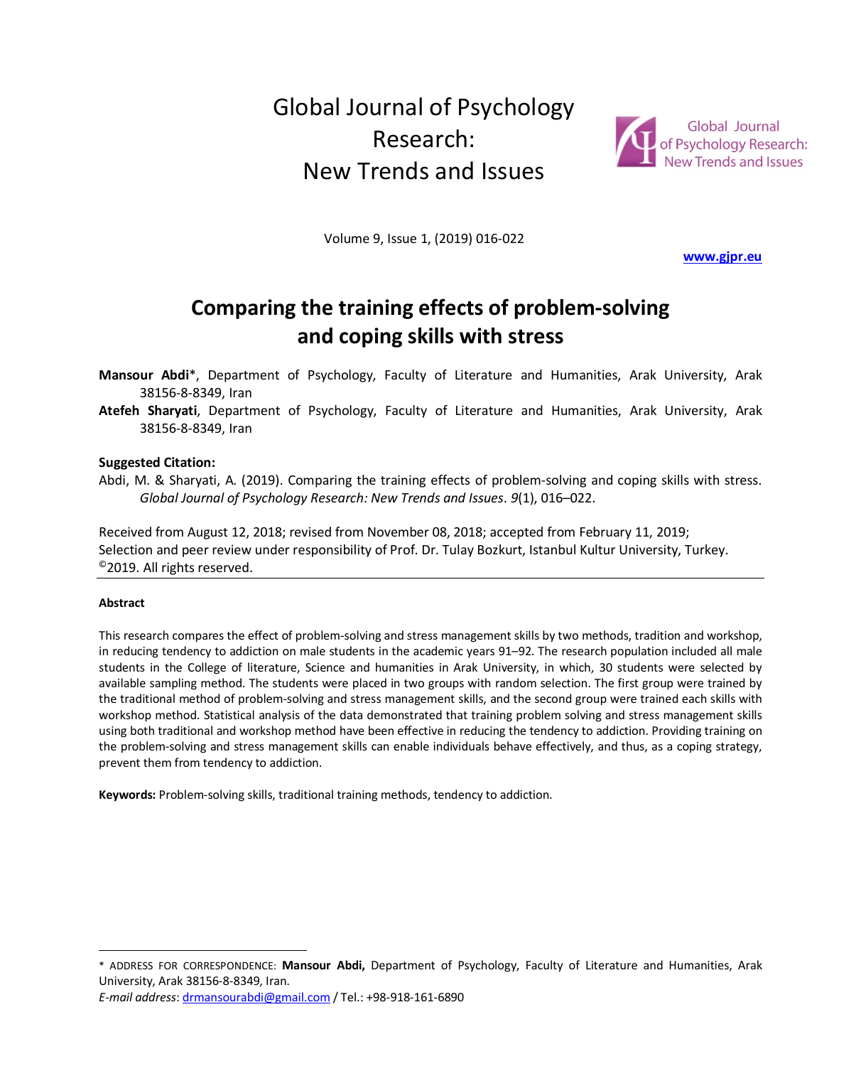# Global Journal of Psychology Research: New Trends and Issues

Volume 9, Issue 1, (2019) 016-022

www.gjpr.eu

## Comparing the training effects of problem-solving and coping skills with stress

**Mansour Abdi***, Department of Psychology, Faculty of Literature and Humanities, Arak University, Arak 38156-8-8349, Iran

**Atefeh Sharyati**, Department of Psychology, Faculty of Literature and Humanities, Arak University, Arak 38156-8-8349, Iran

**Suggested Citation:**

Abdi, M. & Sharyati, A. (2019). Comparing the training effects of problem-solving and coping skills with stress. *Global Journal of Psychology Research: New Trends and Issues*. *9*(1), 016–022.

Received from August 12, 2018; revised from November 08, 2018; accepted from February 11, 2019;
Selection and peer review under responsibility of Prof. Dr. Tulay Bozkurt, Istanbul Kultur University, Turkey.
©2019. All rights reserved.

---

#### Abstract

This research compares the effect of problem-solving and stress management skills by two methods, tradition and workshop, in reducing tendency to addiction on male students in the academic years 91–92. The research population included all male students in the College of literature, Science and humanities in Arak University, in which, 30 students were selected by available sampling method. The students were placed in two groups with random selection. The first group were trained by the traditional method of problem-solving and stress management skills, and the second group were trained each skills with workshop method. Statistical analysis of the data demonstrated that training problem solving and stress management skills using both traditional and workshop method have been effective in reducing the tendency to addiction. Providing training on the problem-solving and stress management skills can enable individuals behave effectively, and thus, as a coping strategy, prevent them from tendency to addiction.

**Keywords:** Problem-solving skills, traditional training methods, tendency to addiction.

---

\* ADDRESS FOR CORRESPONDENCE: **Mansour Abdi,** Department of Psychology, Faculty of Literature and Humanities, Arak University, Arak 38156-8-8349, Iran.
*E-mail address*: drmansourabdi@gmail.com / Tel.: +98-918-161-6890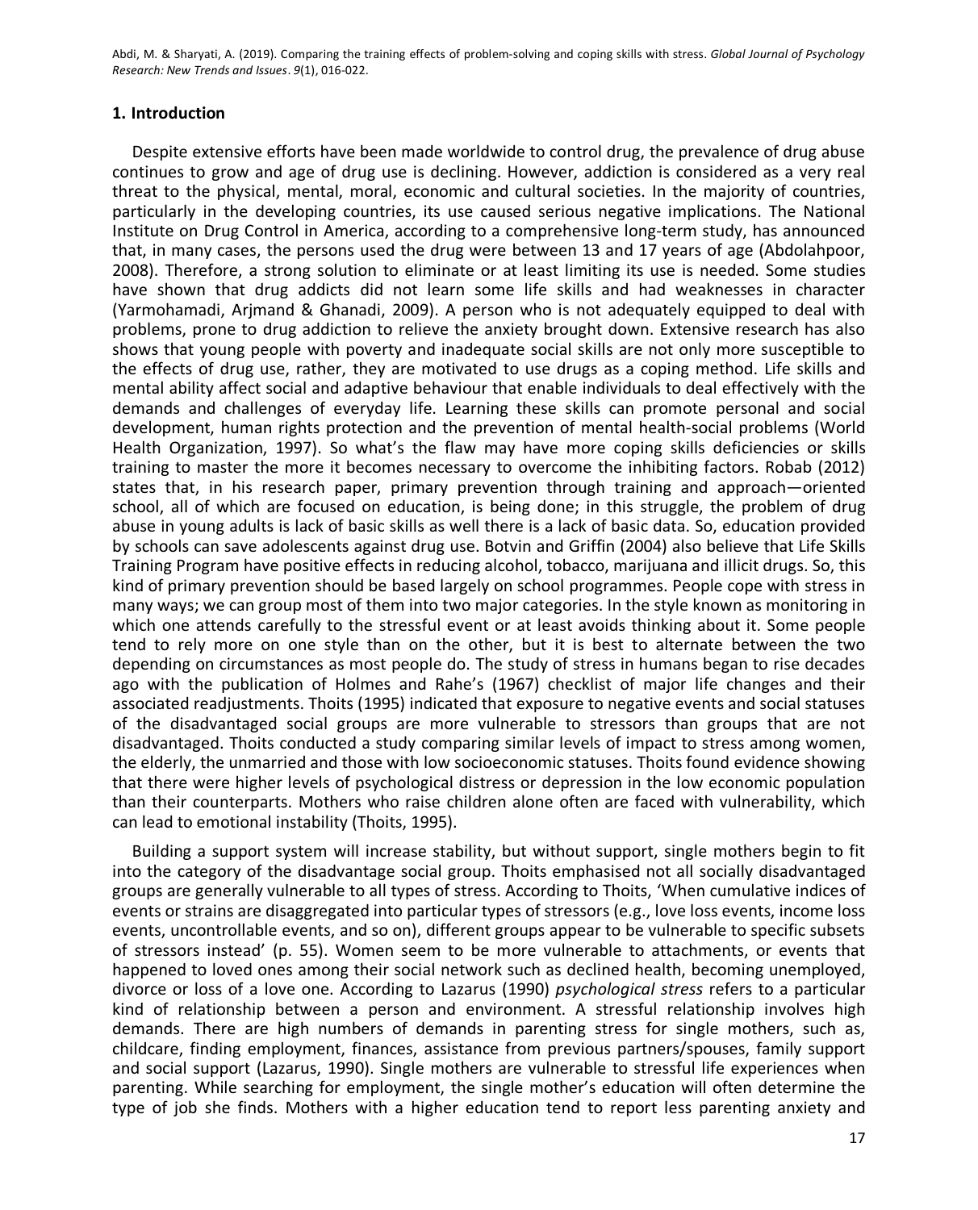## 1. Introduction

Despite extensive efforts have been made worldwide to control drug, the prevalence of drug abuse continues to grow and age of drug use is declining. However, addiction is considered as a very real threat to the physical, mental, moral, economic and cultural societies. In the majority of countries, particularly in the developing countries, its use caused serious negative implications. The National Institute on Drug Control in America, according to a comprehensive long-term study, has announced that, in many cases, the persons used the drug were between 13 and 17 years of age (Abdolahpoor, 2008). Therefore, a strong solution to eliminate or at least limiting its use is needed. Some studies have shown that drug addicts did not learn some life skills and had weaknesses in character (Yarmohamadi, Arjmand & Ghanadi, 2009). A person who is not adequately equipped to deal with problems, prone to drug addiction to relieve the anxiety brought down. Extensive research has also shows that young people with poverty and inadequate social skills are not only more susceptible to the effects of drug use, rather, they are motivated to use drugs as a coping method. Life skills and mental ability affect social and adaptive behaviour that enable individuals to deal effectively with the demands and challenges of everyday life. Learning these skills can promote personal and social development, human rights protection and the prevention of mental health-social problems (World Health Organization, 1997). So what's the flaw may have more coping skills deficiencies or skills training to master the more it becomes necessary to overcome the inhibiting factors. Robab (2012) states that, in his research paper, primary prevention through training and approach—oriented school, all of which are focused on education, is being done; in this struggle, the problem of drug abuse in young adults is lack of basic skills as well there is a lack of basic data. So, education provided by schools can save adolescents against drug use. Botvin and Griffin (2004) also believe that Life Skills Training Program have positive effects in reducing alcohol, tobacco, marijuana and illicit drugs. So, this kind of primary prevention should be based largely on school programmes. People cope with stress in many ways; we can group most of them into two major categories. In the style known as monitoring in which one attends carefully to the stressful event or at least avoids thinking about it. Some people tend to rely more on one style than on the other, but it is best to alternate between the two depending on circumstances as most people do. The study of stress in humans began to rise decades ago with the publication of Holmes and Rahe's (1967) checklist of major life changes and their associated readjustments. Thoits (1995) indicated that exposure to negative events and social statuses of the disadvantaged social groups are more vulnerable to stressors than groups that are not disadvantaged. Thoits conducted a study comparing similar levels of impact to stress among women, the elderly, the unmarried and those with low socioeconomic statuses. Thoits found evidence showing that there were higher levels of psychological distress or depression in the low economic population than their counterparts. Mothers who raise children alone often are faced with vulnerability, which can lead to emotional instability (Thoits, 1995).

Building a support system will increase stability, but without support, single mothers begin to fit into the category of the disadvantage social group. Thoits emphasised not all socially disadvantaged groups are generally vulnerable to all types of stress. According to Thoits, 'When cumulative indices of events or strains are disaggregated into particular types of stressors (e.g., love loss events, income loss events, uncontrollable events, and so on), different groups appear to be vulnerable to specific subsets of stressors instead' (p. 55). Women seem to be more vulnerable to attachments, or events that happened to loved ones among their social network such as declined health, becoming unemployed, divorce or loss of a love one. According to Lazarus (1990) *psychological stress* refers to a particular kind of relationship between a person and environment. A stressful relationship involves high demands. There are high numbers of demands in parenting stress for single mothers, such as, childcare, finding employment, finances, assistance from previous partners/spouses, family support and social support (Lazarus, 1990). Single mothers are vulnerable to stressful life experiences when parenting. While searching for employment, the single mother's education will often determine the type of job she finds. Mothers with a higher education tend to report less parenting anxiety and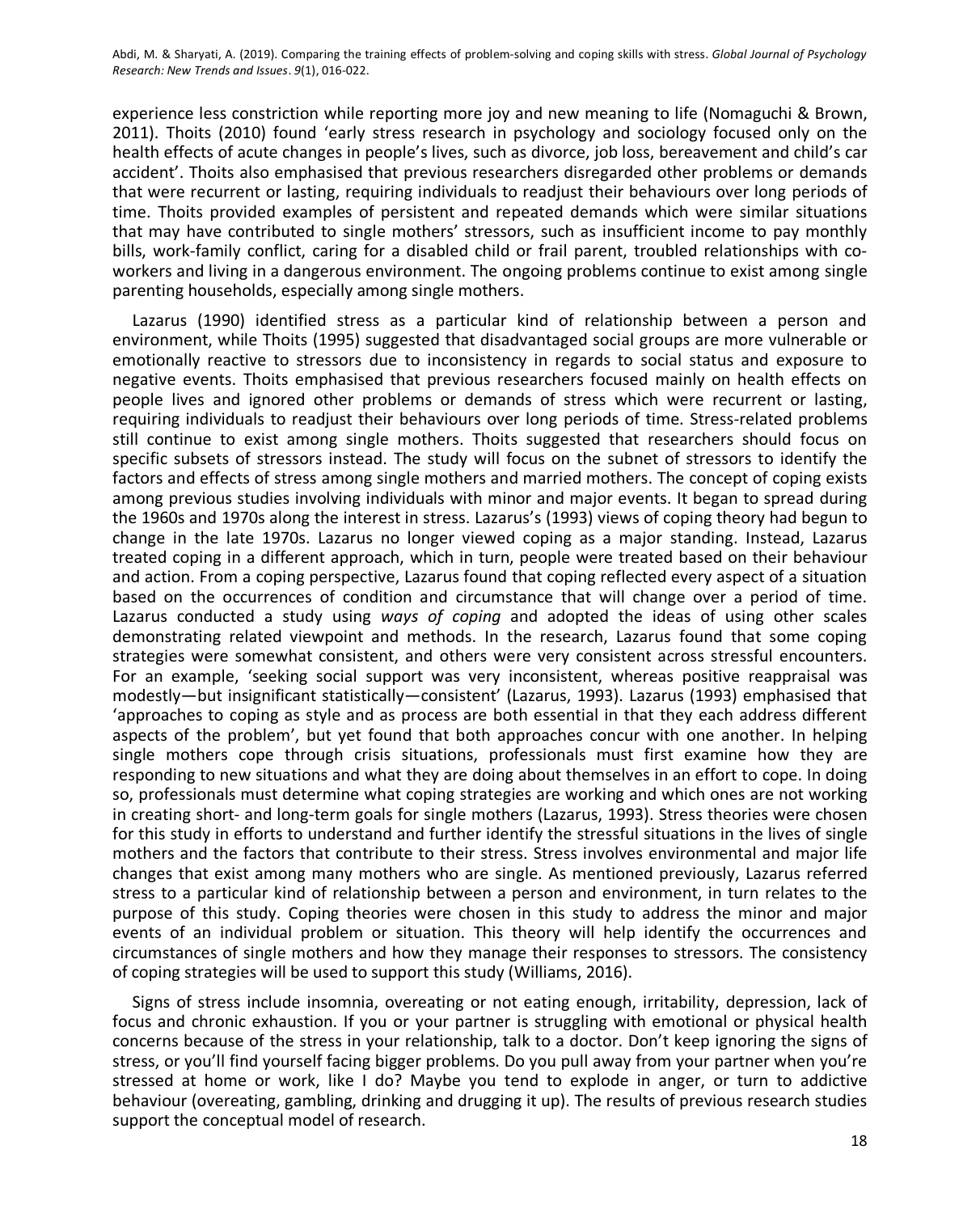experience less constriction while reporting more joy and new meaning to life (Nomaguchi & Brown, 2011). Thoits (2010) found 'early stress research in psychology and sociology focused only on the health effects of acute changes in people's lives, such as divorce, job loss, bereavement and child's car accident'. Thoits also emphasised that previous researchers disregarded other problems or demands that were recurrent or lasting, requiring individuals to readjust their behaviours over long periods of time. Thoits provided examples of persistent and repeated demands which were similar situations that may have contributed to single mothers' stressors, such as insufficient income to pay monthly bills, work-family conflict, caring for a disabled child or frail parent, troubled relationships with co-workers and living in a dangerous environment. The ongoing problems continue to exist among single parenting households, especially among single mothers.

Lazarus (1990) identified stress as a particular kind of relationship between a person and environment, while Thoits (1995) suggested that disadvantaged social groups are more vulnerable or emotionally reactive to stressors due to inconsistency in regards to social status and exposure to negative events. Thoits emphasised that previous researchers focused mainly on health effects on people lives and ignored other problems or demands of stress which were recurrent or lasting, requiring individuals to readjust their behaviours over long periods of time. Stress-related problems still continue to exist among single mothers. Thoits suggested that researchers should focus on specific subsets of stressors instead. The study will focus on the subnet of stressors to identify the factors and effects of stress among single mothers and married mothers. The concept of coping exists among previous studies involving individuals with minor and major events. It began to spread during the 1960s and 1970s along the interest in stress. Lazarus's (1993) views of coping theory had begun to change in the late 1970s. Lazarus no longer viewed coping as a major standing. Instead, Lazarus treated coping in a different approach, which in turn, people were treated based on their behaviour and action. From a coping perspective, Lazarus found that coping reflected every aspect of a situation based on the occurrences of condition and circumstance that will change over a period of time. Lazarus conducted a study using *ways of coping* and adopted the ideas of using other scales demonstrating related viewpoint and methods. In the research, Lazarus found that some coping strategies were somewhat consistent, and others were very consistent across stressful encounters. For an example, 'seeking social support was very inconsistent, whereas positive reappraisal was modestly—but insignificant statistically—consistent' (Lazarus, 1993). Lazarus (1993) emphasised that 'approaches to coping as style and as process are both essential in that they each address different aspects of the problem', but yet found that both approaches concur with one another. In helping single mothers cope through crisis situations, professionals must first examine how they are responding to new situations and what they are doing about themselves in an effort to cope. In doing so, professionals must determine what coping strategies are working and which ones are not working in creating short- and long-term goals for single mothers (Lazarus, 1993). Stress theories were chosen for this study in efforts to understand and further identify the stressful situations in the lives of single mothers and the factors that contribute to their stress. Stress involves environmental and major life changes that exist among many mothers who are single. As mentioned previously, Lazarus referred stress to a particular kind of relationship between a person and environment, in turn relates to the purpose of this study. Coping theories were chosen in this study to address the minor and major events of an individual problem or situation. This theory will help identify the occurrences and circumstances of single mothers and how they manage their responses to stressors. The consistency of coping strategies will be used to support this study (Williams, 2016).

Signs of stress include insomnia, overeating or not eating enough, irritability, depression, lack of focus and chronic exhaustion. If you or your partner is struggling with emotional or physical health concerns because of the stress in your relationship, talk to a doctor. Don't keep ignoring the signs of stress, or you'll find yourself facing bigger problems. Do you pull away from your partner when you're stressed at home or work, like I do? Maybe you tend to explode in anger, or turn to addictive behaviour (overeating, gambling, drinking and drugging it up). The results of previous research studies support the conceptual model of research.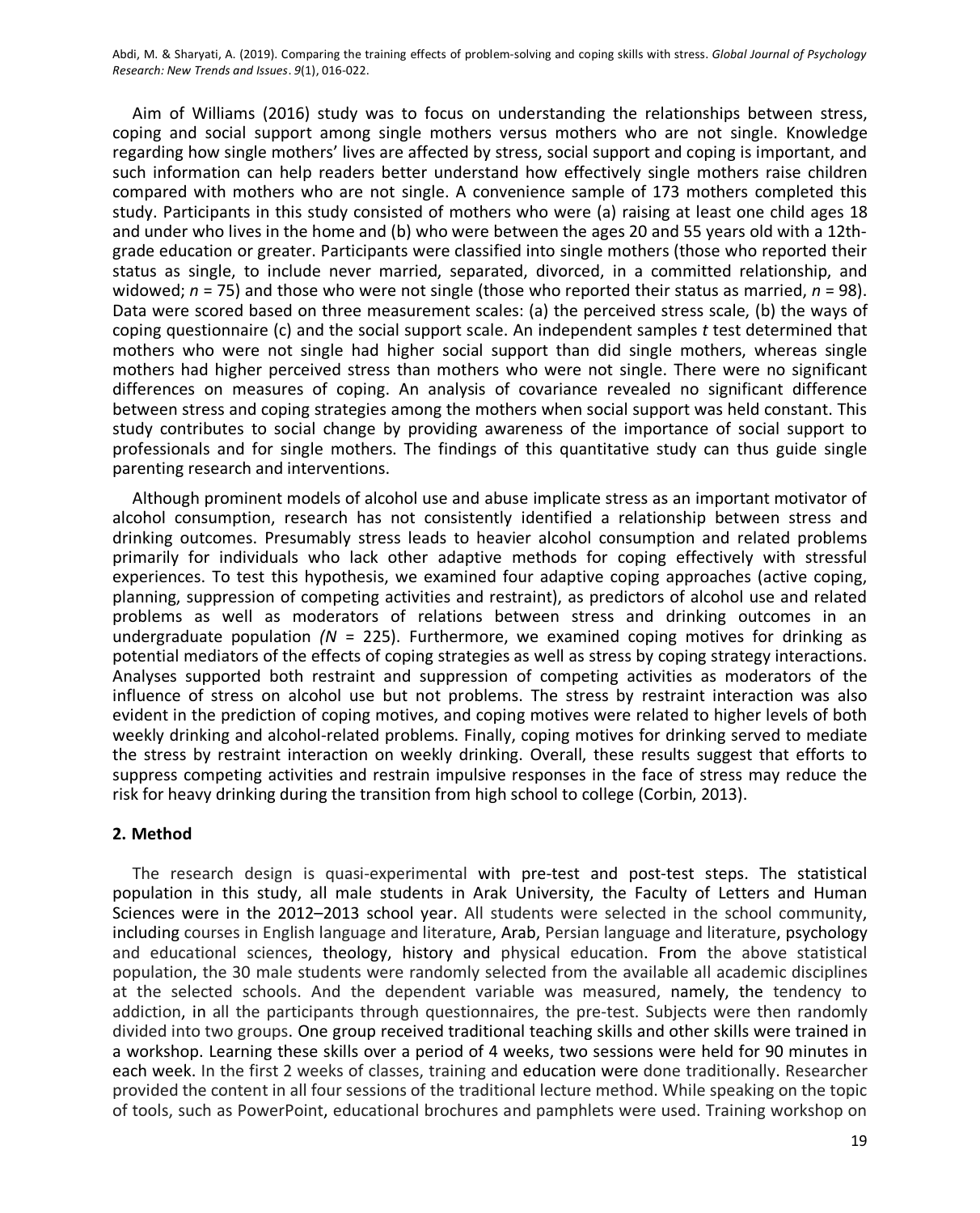Aim of Williams (2016) study was to focus on understanding the relationships between stress, coping and social support among single mothers versus mothers who are not single. Knowledge regarding how single mothers' lives are affected by stress, social support and coping is important, and such information can help readers better understand how effectively single mothers raise children compared with mothers who are not single. A convenience sample of 173 mothers completed this study. Participants in this study consisted of mothers who were (a) raising at least one child ages 18 and under who lives in the home and (b) who were between the ages 20 and 55 years old with a 12th-grade education or greater. Participants were classified into single mothers (those who reported their status as single, to include never married, separated, divorced, in a committed relationship, and widowed; $n$ = 75) and those who were not single (those who reported their status as married, $n$ = 98). Data were scored based on three measurement scales: (a) the perceived stress scale, (b) the ways of coping questionnaire (c) and the social support scale. An independent samples $t$ test determined that mothers who were not single had higher social support than did single mothers, whereas single mothers had higher perceived stress than mothers who were not single. There were no significant differences on measures of coping. An analysis of covariance revealed no significant difference between stress and coping strategies among the mothers when social support was held constant. This study contributes to social change by providing awareness of the importance of social support to professionals and for single mothers. The findings of this quantitative study can thus guide single parenting research and interventions.

Although prominent models of alcohol use and abuse implicate stress as an important motivator of alcohol consumption, research has not consistently identified a relationship between stress and drinking outcomes. Presumably stress leads to heavier alcohol consumption and related problems primarily for individuals who lack other adaptive methods for coping effectively with stressful experiences. To test this hypothesis, we examined four adaptive coping approaches (active coping, planning, suppression of competing activities and restraint), as predictors of alcohol use and related problems as well as moderators of relations between stress and drinking outcomes in an undergraduate population ($N$ = 225). Furthermore, we examined coping motives for drinking as potential mediators of the effects of coping strategies as well as stress by coping strategy interactions. Analyses supported both restraint and suppression of competing activities as moderators of the influence of stress on alcohol use but not problems. The stress by restraint interaction was also evident in the prediction of coping motives, and coping motives were related to higher levels of both weekly drinking and alcohol-related problems. Finally, coping motives for drinking served to mediate the stress by restraint interaction on weekly drinking. Overall, these results suggest that efforts to suppress competing activities and restrain impulsive responses in the face of stress may reduce the risk for heavy drinking during the transition from high school to college (Corbin, 2013).

## 2. Method

The research design is quasi-experimental with pre-test and post-test steps. The statistical population in this study, all male students in Arak University, the Faculty of Letters and Human Sciences were in the 2012–2013 school year. All students were selected in the school community, including courses in English language and literature, Arab, Persian language and literature, psychology and educational sciences, theology, history and physical education. From the above statistical population, the 30 male students were randomly selected from the available all academic disciplines at the selected schools. And the dependent variable was measured, namely, the tendency to addiction, in all the participants through questionnaires, the pre-test. Subjects were then randomly divided into two groups. One group received traditional teaching skills and other skills were trained in a workshop. Learning these skills over a period of 4 weeks, two sessions were held for 90 minutes in each week. In the first 2 weeks of classes, training and education were done traditionally. Researcher provided the content in all four sessions of the traditional lecture method. While speaking on the topic of tools, such as PowerPoint, educational brochures and pamphlets were used. Training workshop on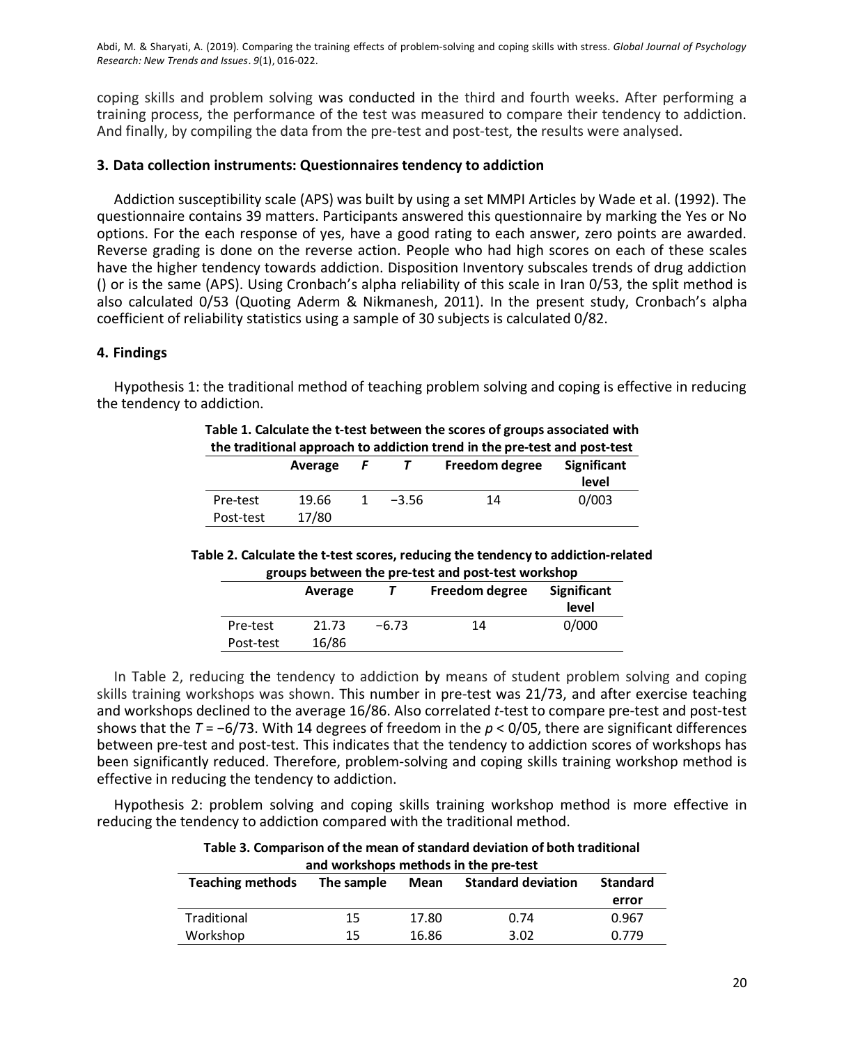coping skills and problem solving was conducted in the third and fourth weeks. After performing a training process, the performance of the test was measured to compare their tendency to addiction. And finally, by compiling the data from the pre-test and post-test, the results were analysed.

### 3. Data collection instruments: Questionnaires tendency to addiction

Addiction susceptibility scale (APS) was built by using a set MMPI Articles by Wade et al. (1992). The questionnaire contains 39 matters. Participants answered this questionnaire by marking the Yes or No options. For the each response of yes, have a good rating to each answer, zero points are awarded. Reverse grading is done on the reverse action. People who had high scores on each of these scales have the higher tendency towards addiction. Disposition Inventory subscales trends of drug addiction () or is the same (APS). Using Cronbach's alpha reliability of this scale in Iran 0/53, the split method is also calculated 0/53 (Quoting Aderm & Nikmanesh, 2011). In the present study, Cronbach's alpha coefficient of reliability statistics using a sample of 30 subjects is calculated 0/82.

### 4. Findings

Hypothesis 1: the traditional method of teaching problem solving and coping is effective in reducing the tendency to addiction.

**Table 1. Calculate the t-test between the scores of groups associated with the traditional approach to addiction trend in the pre-test and post-test**

| | Average | *F* | *T* | Freedom degree | Significant level |
|---|---|---|---|---|---|
| Pre-test | 19.66 | 1 | −3.56 | 14 | 0/003 |
| Post-test | 17/80 | | | | |

**Table 2. Calculate the t-test scores, reducing the tendency to addiction-related groups between the pre-test and post-test workshop**

| | Average | *T* | Freedom degree | Significant level |
|---|---|---|---|---|
| Pre-test | 21.73 | −6.73 | 14 | 0/000 |
| Post-test | 16/86 | | | |

In Table 2, reducing the tendency to addiction by means of student problem solving and coping skills training workshops was shown. This number in pre-test was 21/73, and after exercise teaching and workshops declined to the average 16/86. Also correlated *t*-test to compare pre-test and post-test shows that the $T = -6/73$. With 14 degrees of freedom in the $p < 0/05$, there are significant differences between pre-test and post-test. This indicates that the tendency to addiction scores of workshops has been significantly reduced. Therefore, problem-solving and coping skills training workshop method is effective in reducing the tendency to addiction.

Hypothesis 2: problem solving and coping skills training workshop method is more effective in reducing the tendency to addiction compared with the traditional method.

**Table 3. Comparison of the mean of standard deviation of both traditional and workshops methods in the pre-test**

| Teaching methods | The sample | Mean | Standard deviation | Standard error |
|---|---|---|---|---|
| Traditional | 15 | 17.80 | 0.74 | 0.967 |
| Workshop | 15 | 16.86 | 3.02 | 0.779 |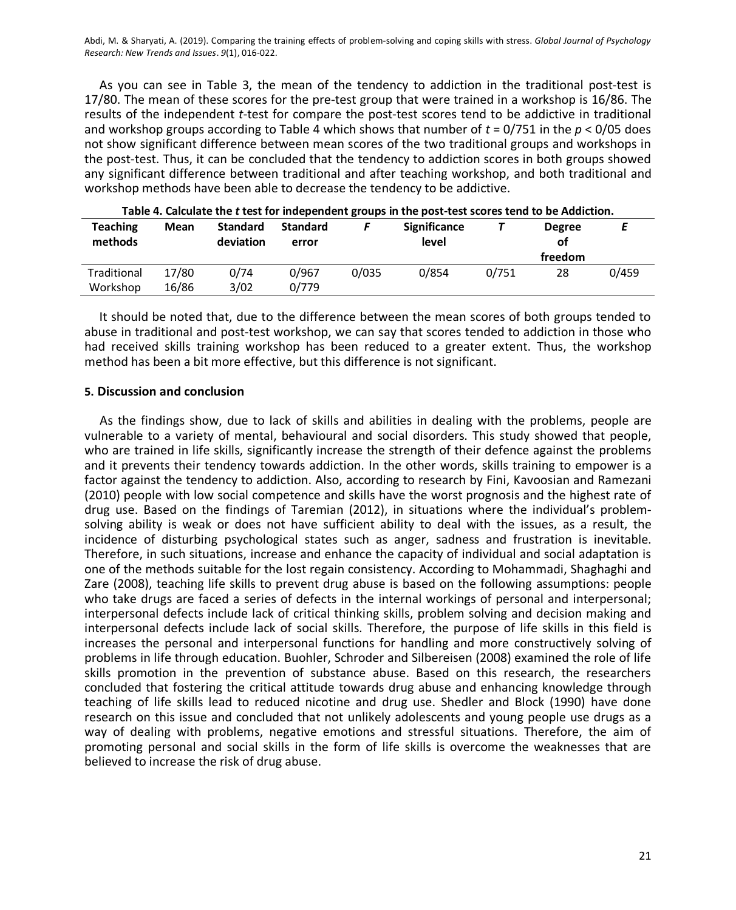As you can see in Table 3, the mean of the tendency to addiction in the traditional post-test is 17/80. The mean of these scores for the pre-test group that were trained in a workshop is 16/86. The results of the independent *t*-test for compare the post-test scores tend to be addictive in traditional and workshop groups according to Table 4 which shows that number of $t = 0/751$ in the $p < 0/05$ does not show significant difference between mean scores of the two traditional groups and workshops in the post-test. Thus, it can be concluded that the tendency to addiction scores in both groups showed any significant difference between traditional and after teaching workshop, and both traditional and workshop methods have been able to decrease the tendency to be addictive.

**Table 4. Calculate the *t* test for independent groups in the post-test scores tend to be Addiction.**

| Teaching methods | Mean | Standard deviation | Standard error | F | Significance level | T | Degree of freedom | E |
|---|---|---|---|---|---|---|---|---|
| Traditional | 17/80 | 0/74 | 0/967 | 0/035 | 0/854 | 0/751 | 28 | 0/459 |
| Workshop | 16/86 | 3/02 | 0/779 | | | | | |

It should be noted that, due to the difference between the mean scores of both groups tended to abuse in traditional and post-test workshop, we can say that scores tended to addiction in those who had received skills training workshop has been reduced to a greater extent. Thus, the workshop method has been a bit more effective, but this difference is not significant.

## 5. Discussion and conclusion

As the findings show, due to lack of skills and abilities in dealing with the problems, people are vulnerable to a variety of mental, behavioural and social disorders. This study showed that people, who are trained in life skills, significantly increase the strength of their defence against the problems and it prevents their tendency towards addiction. In the other words, skills training to empower is a factor against the tendency to addiction. Also, according to research by Fini, Kavoosian and Ramezani (2010) people with low social competence and skills have the worst prognosis and the highest rate of drug use. Based on the findings of Taremian (2012), in situations where the individual's problem-solving ability is weak or does not have sufficient ability to deal with the issues, as a result, the incidence of disturbing psychological states such as anger, sadness and frustration is inevitable. Therefore, in such situations, increase and enhance the capacity of individual and social adaptation is one of the methods suitable for the lost regain consistency. According to Mohammadi, Shaghaghi and Zare (2008), teaching life skills to prevent drug abuse is based on the following assumptions: people who take drugs are faced a series of defects in the internal workings of personal and interpersonal; interpersonal defects include lack of critical thinking skills, problem solving and decision making and interpersonal defects include lack of social skills. Therefore, the purpose of life skills in this field is increases the personal and interpersonal functions for handling and more constructively solving of problems in life through education. Buohler, Schroder and Silbereisen (2008) examined the role of life skills promotion in the prevention of substance abuse. Based on this research, the researchers concluded that fostering the critical attitude towards drug abuse and enhancing knowledge through teaching of life skills lead to reduced nicotine and drug use. Shedler and Block (1990) have done research on this issue and concluded that not unlikely adolescents and young people use drugs as a way of dealing with problems, negative emotions and stressful situations. Therefore, the aim of promoting personal and social skills in the form of life skills is overcome the weaknesses that are believed to increase the risk of drug abuse.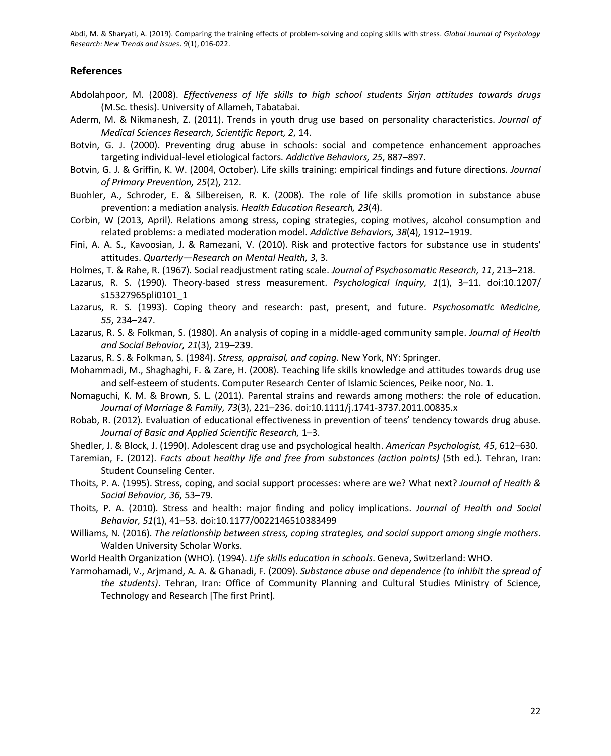## References

Abdolahpoor, M. (2008). *Effectiveness of life skills to high school students Sirjan attitudes towards drugs* (M.Sc. thesis). University of Allameh, Tabatabai.

Aderm, M. & Nikmanesh, Z. (2011). Trends in youth drug use based on personality characteristics. *Journal of Medical Sciences Research, Scientific Report, 2*, 14.

Botvin, G. J. (2000). Preventing drug abuse in schools: social and competence enhancement approaches targeting individual-level etiological factors. *Addictive Behaviors, 25*, 887–897.

Botvin, G. J. & Griffin, K. W. (2004, October). Life skills training: empirical findings and future directions. *Journal of Primary Prevention, 25*(2), 212.

Buohler, A., Schroder, E. & Silbereisen, R. K. (2008). The role of life skills promotion in substance abuse prevention: a mediation analysis. *Health Education Research, 23*(4).

Corbin, W (2013, April). Relations among stress, coping strategies, coping motives, alcohol consumption and related problems: a mediated moderation model. *Addictive Behaviors, 38*(4), 1912–1919.

Fini, A. A. S., Kavoosian, J. & Ramezani, V. (2010). Risk and protective factors for substance use in students' attitudes. *Quarterly—Research on Mental Health, 3*, 3.

Holmes, T. & Rahe, R. (1967). Social readjustment rating scale. *Journal of Psychosomatic Research, 11*, 213–218.

Lazarus, R. S. (1990). Theory-based stress measurement. *Psychological Inquiry, 1*(1), 3–11. doi:10.1207/s15327965pli0101_1

Lazarus, R. S. (1993). Coping theory and research: past, present, and future. *Psychosomatic Medicine, 55*, 234–247.

Lazarus, R. S. & Folkman, S. (1980). An analysis of coping in a middle-aged community sample. *Journal of Health and Social Behavior, 21*(3), 219–239.

Lazarus, R. S. & Folkman, S. (1984). *Stress, appraisal, and coping*. New York, NY: Springer.

Mohammadi, M., Shaghaghi, F. & Zare, H. (2008). Teaching life skills knowledge and attitudes towards drug use and self-esteem of students. Computer Research Center of Islamic Sciences, Peike noor, No. 1.

Nomaguchi, K. M. & Brown, S. L. (2011). Parental strains and rewards among mothers: the role of education. *Journal of Marriage & Family, 73*(3), 221–236. doi:10.1111/j.1741-3737.2011.00835.x

Robab, R. (2012). Evaluation of educational effectiveness in prevention of teens' tendency towards drug abuse. *Journal of Basic and Applied Scientific Research,* 1–3.

Shedler, J. & Block, J. (1990). Adolescent drag use and psychological health. *American Psychologist, 45*, 612–630.

Taremian, F. (2012). *Facts about healthy life and free from substances (action points)* (5th ed.). Tehran, Iran: Student Counseling Center.

Thoits, P. A. (1995). Stress, coping, and social support processes: where are we? What next? *Journal of Health & Social Behavior, 36*, 53–79.

Thoits, P. A. (2010). Stress and health: major finding and policy implications. *Journal of Health and Social Behavior, 51*(1), 41–53. doi:10.1177/0022146510383499

Williams, N. (2016). *The relationship between stress, coping strategies, and social support among single mothers*. Walden University Scholar Works.

World Health Organization (WHO). (1994). *Life skills education in schools*. Geneva, Switzerland: WHO.

Yarmohamadi, V., Arjmand, A. A. & Ghanadi, F. (2009). *Substance abuse and dependence (to inhibit the spread of the students)*. Tehran, Iran: Office of Community Planning and Cultural Studies Ministry of Science, Technology and Research [The first Print].